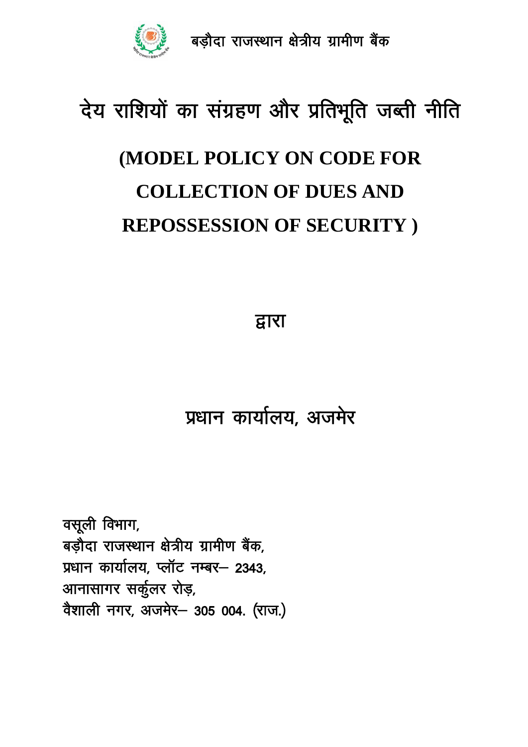बड़ौदा राजस्थान क्षेत्रीय ग्रामीण बैंक

# देय राशियों का संग्रहण और प्रतिभूति जब्ती नीति

# (MODEL POLICY ON CODE FOR COLLECTION OF DUES AND REPOSSESSION OF SECURITY )

द्वारा

## प्रधान कार्यालय, अजमेर

वसूली विभाग,  
बड़ौदा राजस्थान क्षेत्रीय ग्रामीण बैंक,  
प्रधान कार्यालय, प्लॉट नम्बर– 2343,  
आनासागर सर्कुलर रोड़,  
वैशाली नगर, अजमेर– 305 004. (राज.)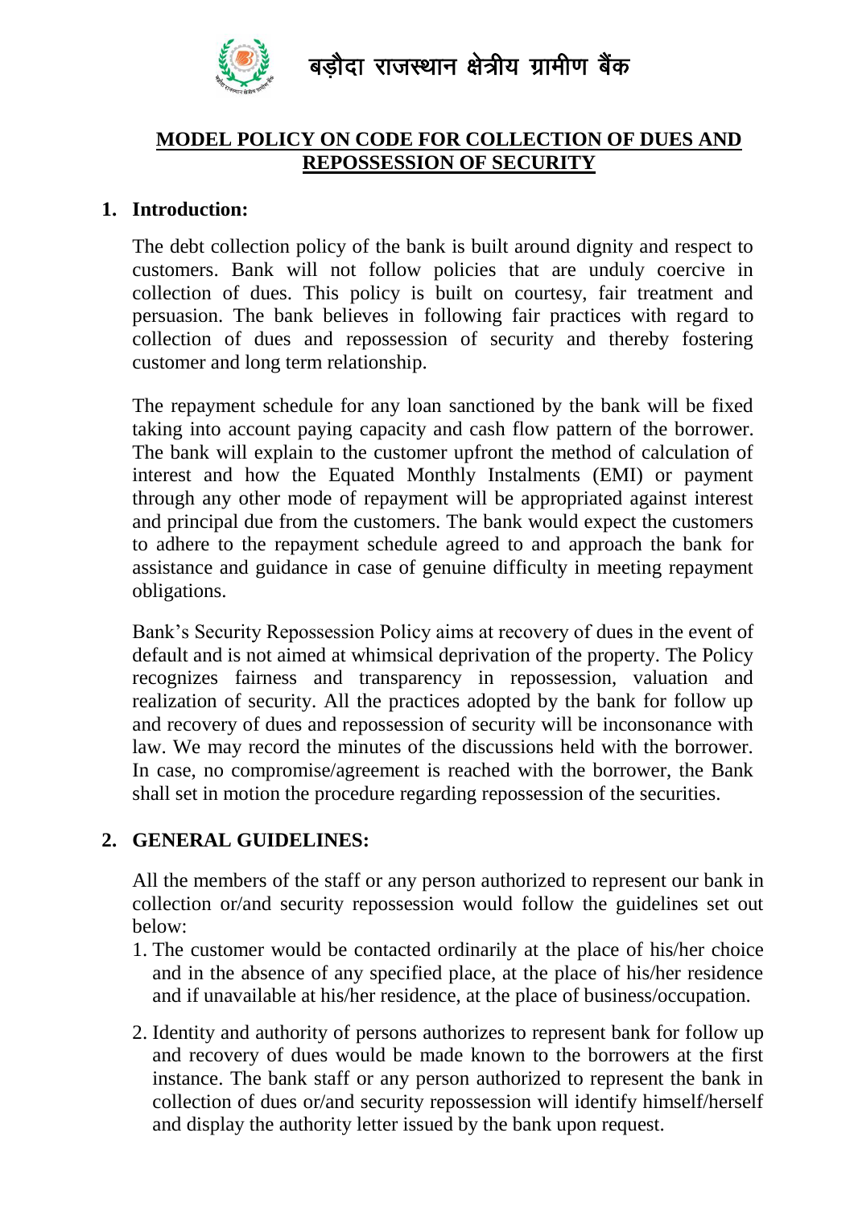बड़ौदा राजस्थान क्षेत्रीय ग्रामीण बैंक

# MODEL POLICY ON CODE FOR COLLECTION OF DUES AND REPOSSESSION OF SECURITY

## 1. Introduction:

The debt collection policy of the bank is built around dignity and respect to customers. Bank will not follow policies that are unduly coercive in collection of dues. This policy is built on courtesy, fair treatment and persuasion. The bank believes in following fair practices with regard to collection of dues and repossession of security and thereby fostering customer and long term relationship.

The repayment schedule for any loan sanctioned by the bank will be fixed taking into account paying capacity and cash flow pattern of the borrower. The bank will explain to the customer upfront the method of calculation of interest and how the Equated Monthly Instalments (EMI) or payment through any other mode of repayment will be appropriated against interest and principal due from the customers. The bank would expect the customers to adhere to the repayment schedule agreed to and approach the bank for assistance and guidance in case of genuine difficulty in meeting repayment obligations.

Bank's Security Repossession Policy aims at recovery of dues in the event of default and is not aimed at whimsical deprivation of the property. The Policy recognizes fairness and transparency in repossession, valuation and realization of security. All the practices adopted by the bank for follow up and recovery of dues and repossession of security will be inconsonance with law. We may record the minutes of the discussions held with the borrower. In case, no compromise/agreement is reached with the borrower, the Bank shall set in motion the procedure regarding repossession of the securities.

## 2. GENERAL GUIDELINES:

All the members of the staff or any person authorized to represent our bank in collection or/and security repossession would follow the guidelines set out below:

1. The customer would be contacted ordinarily at the place of his/her choice and in the absence of any specified place, at the place of his/her residence and if unavailable at his/her residence, at the place of business/occupation.
2. Identity and authority of persons authorizes to represent bank for follow up and recovery of dues would be made known to the borrowers at the first instance. The bank staff or any person authorized to represent the bank in collection of dues or/and security repossession will identify himself/herself and display the authority letter issued by the bank upon request.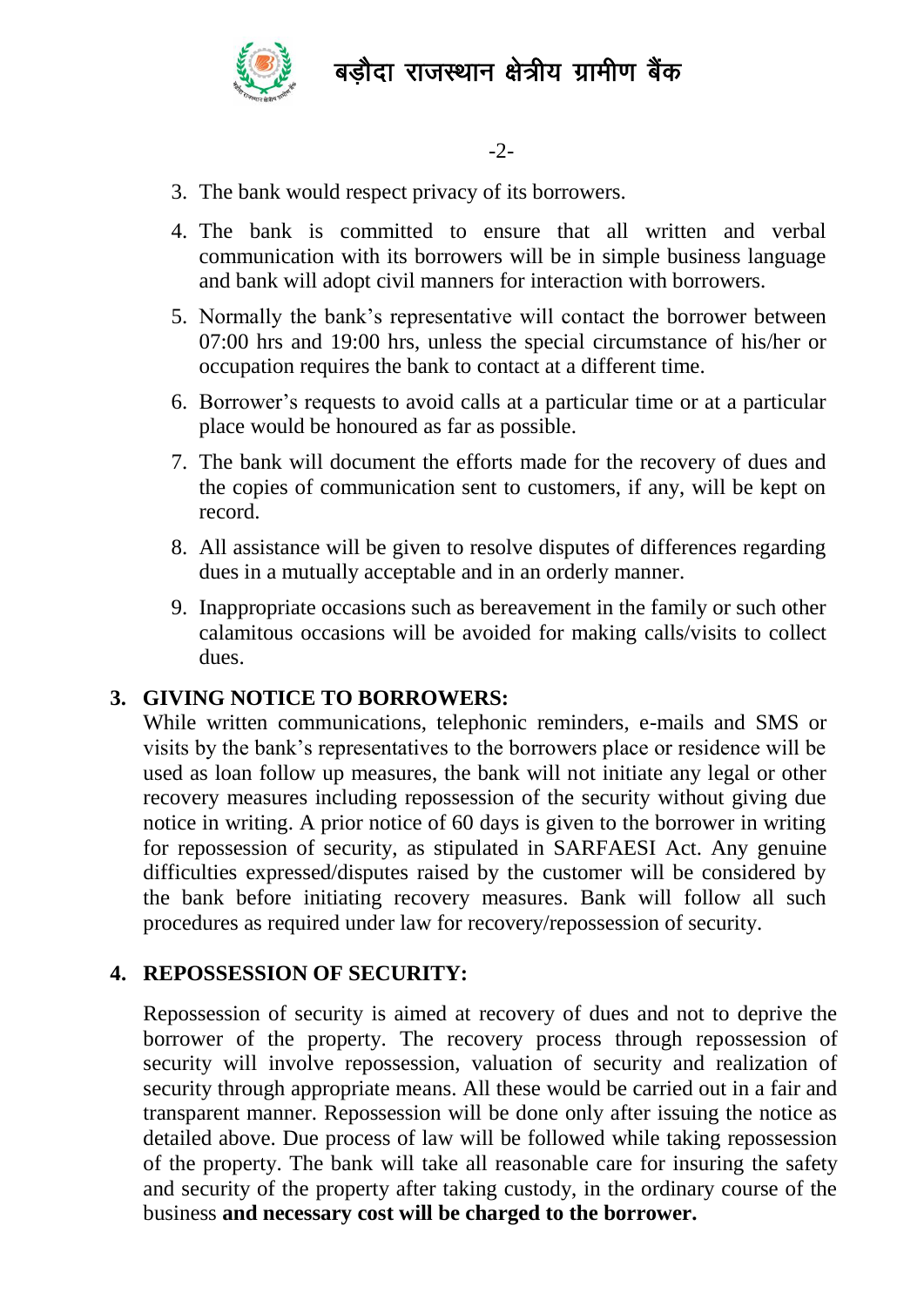3. The bank would respect privacy of its borrowers.
4. The bank is committed to ensure that all written and verbal communication with its borrowers will be in simple business language and bank will adopt civil manners for interaction with borrowers.
5. Normally the bank's representative will contact the borrower between 07:00 hrs and 19:00 hrs, unless the special circumstance of his/her or occupation requires the bank to contact at a different time.
6. Borrower's requests to avoid calls at a particular time or at a particular place would be honoured as far as possible.
7. The bank will document the efforts made for the recovery of dues and the copies of communication sent to customers, if any, will be kept on record.
8. All assistance will be given to resolve disputes of differences regarding dues in a mutually acceptable and in an orderly manner.
9. Inappropriate occasions such as bereavement in the family or such other calamitous occasions will be avoided for making calls/visits to collect dues.

## 3. GIVING NOTICE TO BORROWERS:

While written communications, telephonic reminders, e-mails and SMS or visits by the bank's representatives to the borrowers place or residence will be used as loan follow up measures, the bank will not initiate any legal or other recovery measures including repossession of the security without giving due notice in writing. A prior notice of 60 days is given to the borrower in writing for repossession of security, as stipulated in SARFAESI Act. Any genuine difficulties expressed/disputes raised by the customer will be considered by the bank before initiating recovery measures. Bank will follow all such procedures as required under law for recovery/repossession of security.

## 4. REPOSSESSION OF SECURITY:

Repossession of security is aimed at recovery of dues and not to deprive the borrower of the property. The recovery process through repossession of security will involve repossession, valuation of security and realization of security through appropriate means. All these would be carried out in a fair and transparent manner. Repossession will be done only after issuing the notice as detailed above. Due process of law will be followed while taking repossession of the property. The bank will take all reasonable care for insuring the safety and security of the property after taking custody, in the ordinary course of the business **and necessary cost will be charged to the borrower.**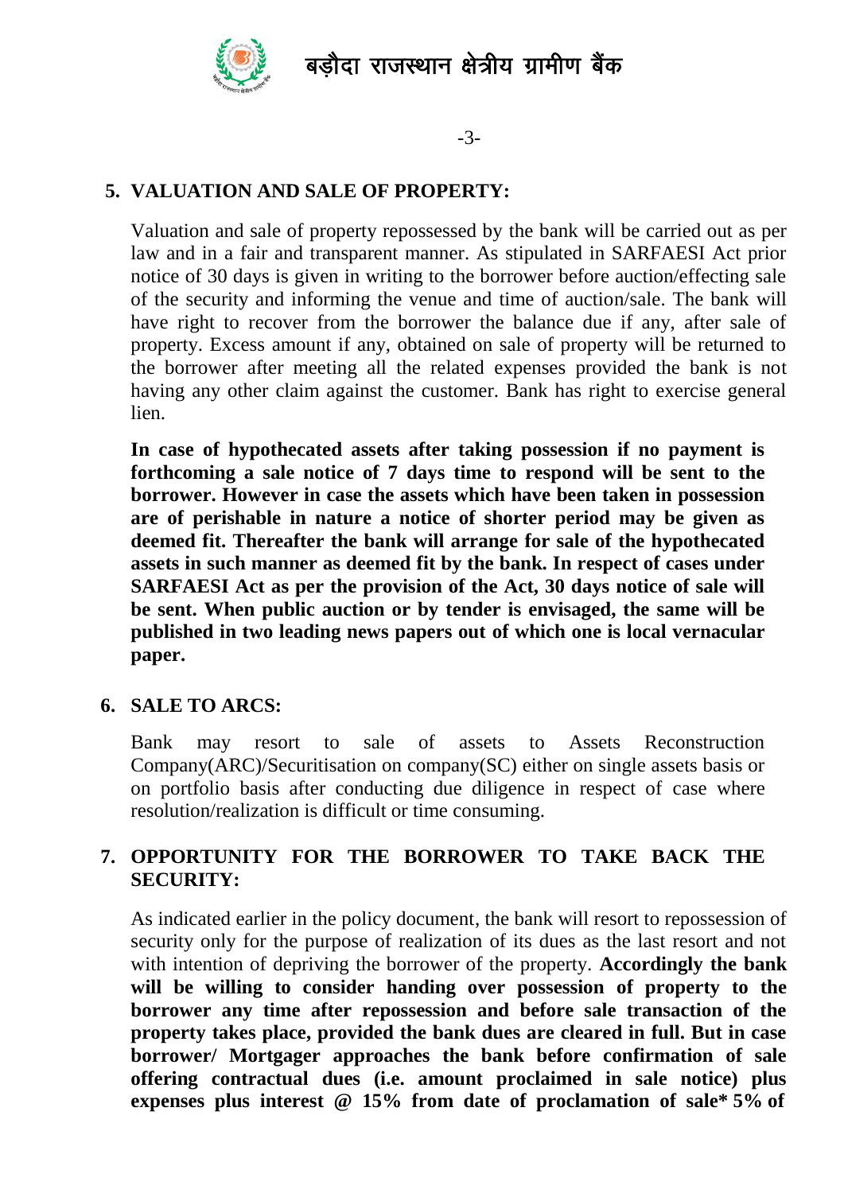## 5. VALUATION AND SALE OF PROPERTY:

Valuation and sale of property repossessed by the bank will be carried out as per law and in a fair and transparent manner. As stipulated in SARFAESI Act prior notice of 30 days is given in writing to the borrower before auction/effecting sale of the security and informing the venue and time of auction/sale. The bank will have right to recover from the borrower the balance due if any, after sale of property. Excess amount if any, obtained on sale of property will be returned to the borrower after meeting all the related expenses provided the bank is not having any other claim against the customer. Bank has right to exercise general lien.

**In case of hypothecated assets after taking possession if no payment is forthcoming a sale notice of 7 days time to respond will be sent to the borrower. However in case the assets which have been taken in possession are of perishable in nature a notice of shorter period may be given as deemed fit. Thereafter the bank will arrange for sale of the hypothecated assets in such manner as deemed fit by the bank. In respect of cases under SARFAESI Act as per the provision of the Act, 30 days notice of sale will be sent. When public auction or by tender is envisaged, the same will be published in two leading news papers out of which one is local vernacular paper.**

## 6. SALE TO ARCS:

Bank may resort to sale of assets to Assets Reconstruction Company(ARC)/Securitisation on company(SC) either on single assets basis or on portfolio basis after conducting due diligence in respect of case where resolution/realization is difficult or time consuming.

## 7. OPPORTUNITY FOR THE BORROWER TO TAKE BACK THE SECURITY:

As indicated earlier in the policy document, the bank will resort to repossession of security only for the purpose of realization of its dues as the last resort and not with intention of depriving the borrower of the property. **Accordingly the bank will be willing to consider handing over possession of property to the borrower any time after repossession and before sale transaction of the property takes place, provided the bank dues are cleared in full. But in case borrower/ Mortgager approaches the bank before confirmation of sale offering contractual dues (i.e. amount proclaimed in sale notice) plus expenses plus interest @ 15% from date of proclamation of sale* 5% of**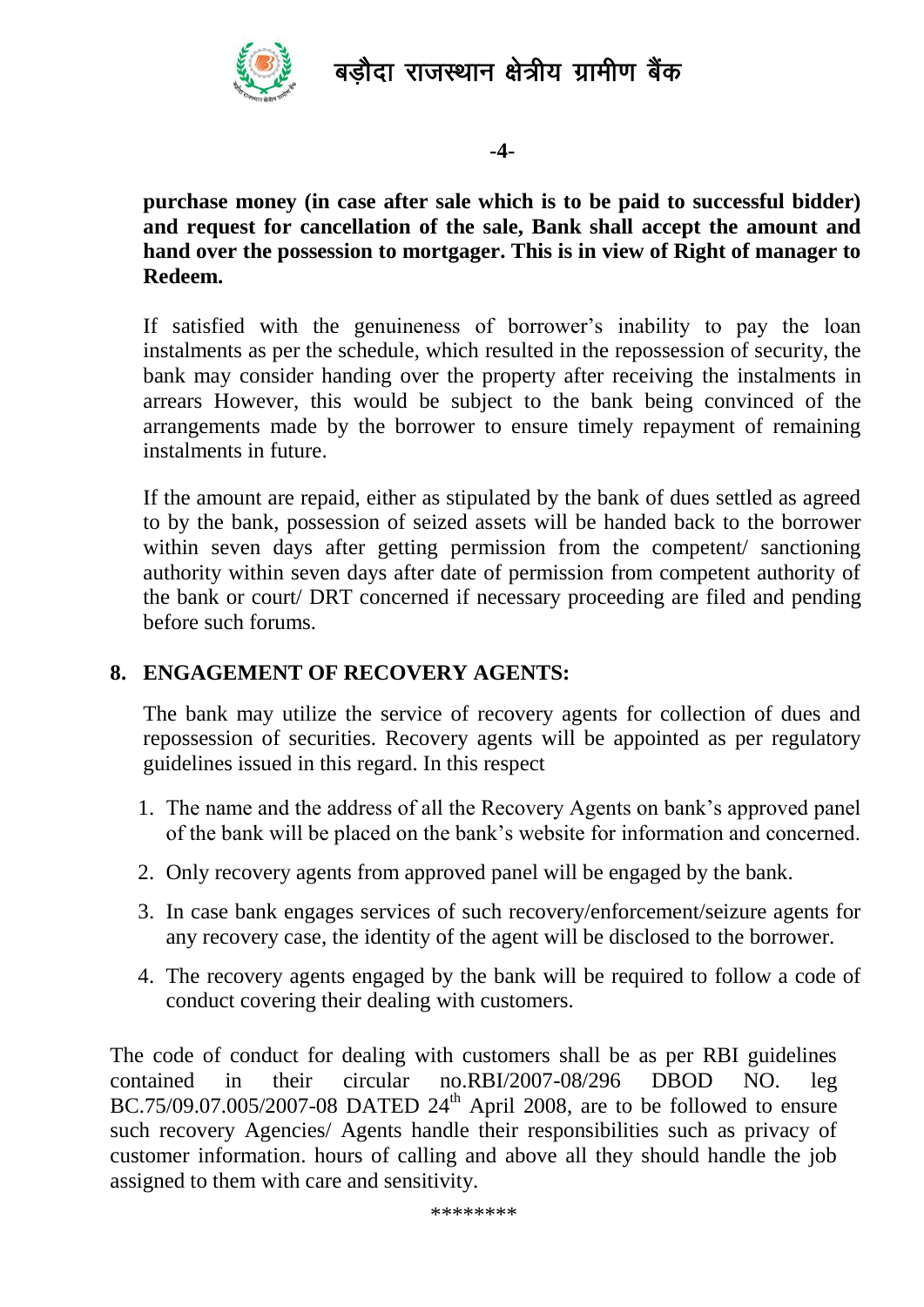**purchase money (in case after sale which is to be paid to successful bidder) and request for cancellation of the sale, Bank shall accept the amount and hand over the possession to mortgager. This is in view of Right of manager to Redeem.**

If satisfied with the genuineness of borrower's inability to pay the loan instalments as per the schedule, which resulted in the repossession of security, the bank may consider handing over the property after receiving the instalments in arrears However, this would be subject to the bank being convinced of the arrangements made by the borrower to ensure timely repayment of remaining instalments in future.

If the amount are repaid, either as stipulated by the bank of dues settled as agreed to by the bank, possession of seized assets will be handed back to the borrower within seven days after getting permission from the competent/ sanctioning authority within seven days after date of permission from competent authority of the bank or court/ DRT concerned if necessary proceeding are filed and pending before such forums.

## 8. ENGAGEMENT OF RECOVERY AGENTS:

The bank may utilize the service of recovery agents for collection of dues and repossession of securities. Recovery agents will be appointed as per regulatory guidelines issued in this regard. In this respect

1. The name and the address of all the Recovery Agents on bank's approved panel of the bank will be placed on the bank's website for information and concerned.
2. Only recovery agents from approved panel will be engaged by the bank.
3. In case bank engages services of such recovery/enforcement/seizure agents for any recovery case, the identity of the agent will be disclosed to the borrower.
4. The recovery agents engaged by the bank will be required to follow a code of conduct covering their dealing with customers.

The code of conduct for dealing with customers shall be as per RBI guidelines contained in their circular no.RBI/2007-08/296 DBOD NO. leg BC.75/09.07.005/2007-08 DATED 24th April 2008, are to be followed to ensure such recovery Agencies/ Agents handle their responsibilities such as privacy of customer information. hours of calling and above all they should handle the job assigned to them with care and sensitivity.

********